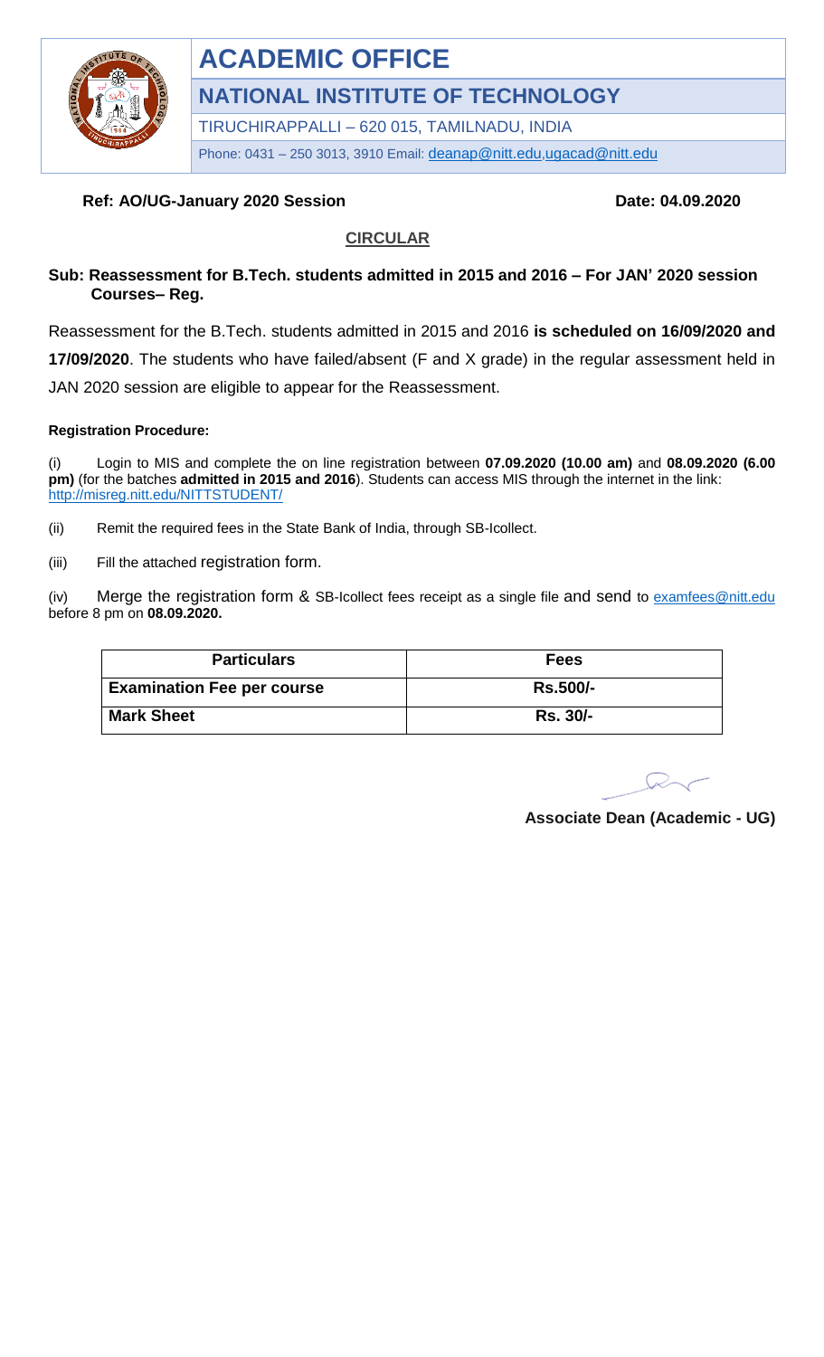# ACADEMIC OFFICE

## NATIONAL INSTITUTE OF TECHNOLOGY

TIRUCHIRAPPALLI – 620 015, TAMILNADU, INDIA

Phone: 0431 – 250 3013, 3910 Email: deanap@nitt.edu,ugacad@nitt.edu

**Ref: AO/UG-January 2020 Session** **Date: 04.09.2020**

### CIRCULAR

**Sub: Reassessment for B.Tech. students admitted in 2015 and 2016 – For JAN' 2020 session Courses– Reg.**

Reassessment for the B.Tech. students admitted in 2015 and 2016 **is scheduled on 16/09/2020 and 17/09/2020**. The students who have failed/absent (F and X grade) in the regular assessment held in JAN 2020 session are eligible to appear for the Reassessment.

**Registration Procedure:**

(i) Login to MIS and complete the on line registration between **07.09.2020 (10.00 am)** and **08.09.2020 (6.00 pm)** (for the batches **admitted in 2015 and 2016**). Students can access MIS through the internet in the link: http://misreg.nitt.edu/NITTSTUDENT/

(ii) Remit the required fees in the State Bank of India, through SB-Icollect.

(iii) Fill the attached registration form.

(iv) Merge the registration form & SB-Icollect fees receipt as a single file and send to examfees@nitt.edu before 8 pm on **08.09.2020.**

| Particulars | Fees |
|---|---|
| **Examination Fee per course** | **Rs.500/-** |
| **Mark Sheet** | **Rs. 30/-** |

**Associate Dean (Academic - UG)**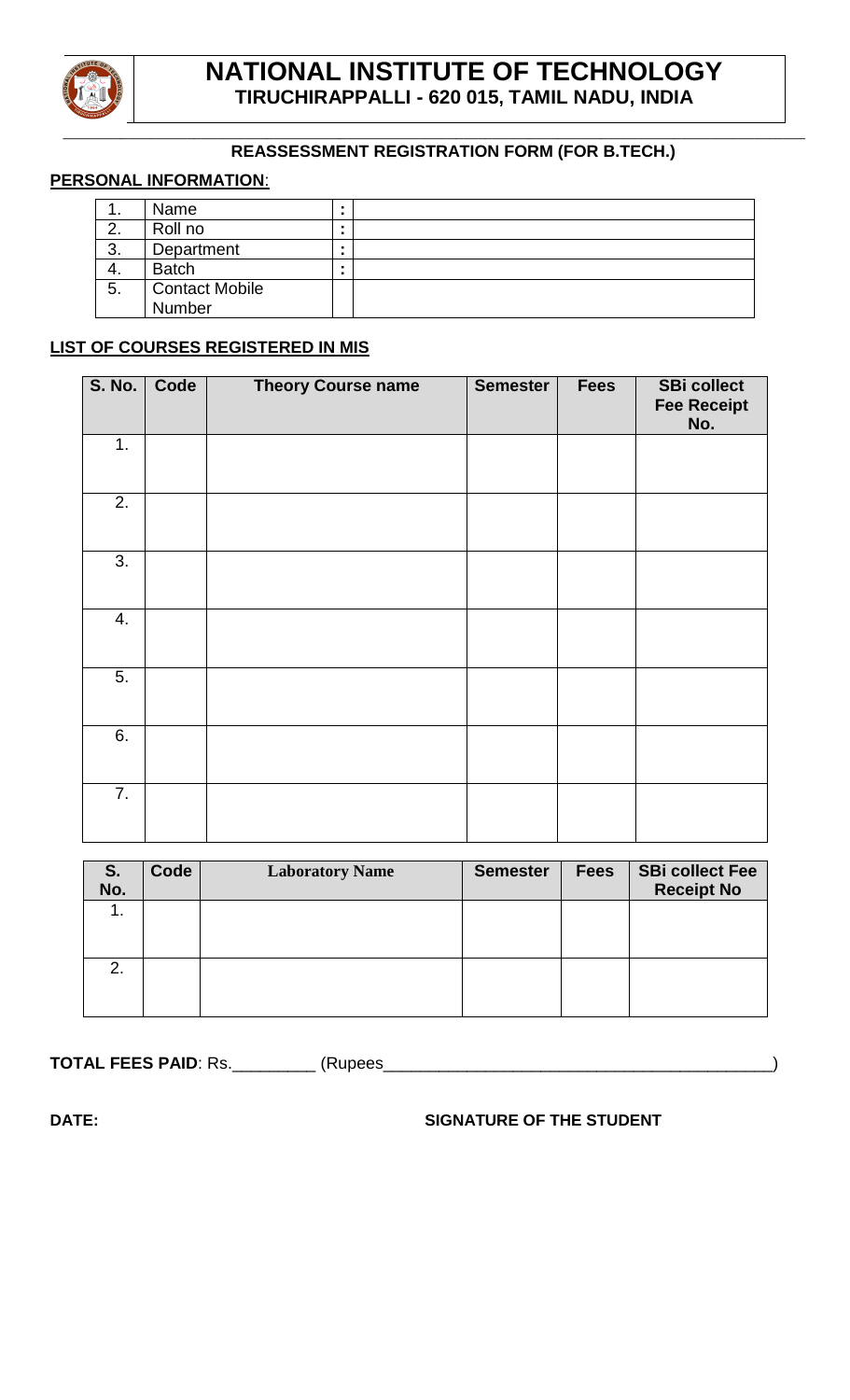# NATIONAL INSTITUTE OF TECHNOLOGY

**TIRUCHIRAPPALLI - 620 015, TAMIL NADU, INDIA**

## REASSESSMENT REGISTRATION FORM (FOR B.TECH.)

**PERSONAL INFORMATION**:

| | | | |
|---|---|---|---|
| 1. | Name | : | |
| 2. | Roll no | : | |
| 3. | Department | : | |
| 4. | Batch | : | |
| 5. | Contact Mobile Number | | |

**LIST OF COURSES REGISTERED IN MIS**

| S. No. | Code | Theory Course name | Semester | Fees | SBi collect Fee Receipt No. |
|---|---|---|---|---|---|
| 1. | | | | | |
| 2. | | | | | |
| 3. | | | | | |
| 4. | | | | | |
| 5. | | | | | |
| 6. | | | | | |
| 7. | | | | | |

| S. No. | Code | Laboratory Name | Semester | Fees | SBi collect Fee Receipt No |
|---|---|---|---|---|---|
| 1. | | | | | |
| 2. | | | | | |

**TOTAL FEES PAID**: Rs.\_\_\_\_\_\_\_\_\_ (Rupees\_\_\_\_\_\_\_\_\_\_\_\_\_\_\_\_\_\_\_\_\_\_\_\_\_\_\_\_\_\_\_\_\_\_\_\_\_\_\_\_\_)

**DATE:** **SIGNATURE OF THE STUDENT**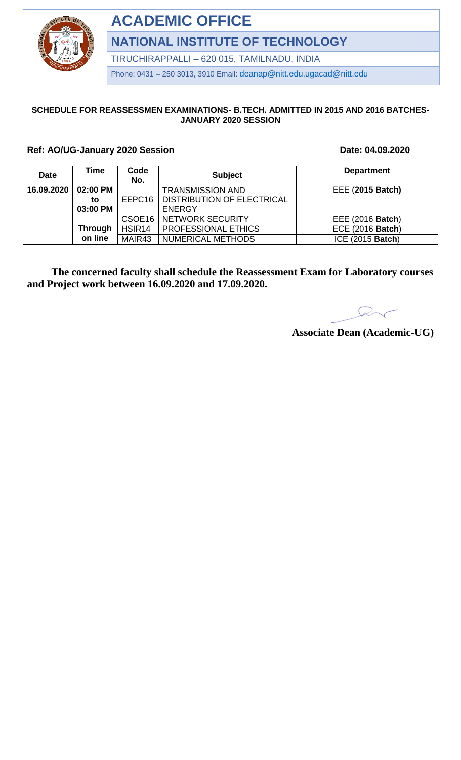# ACADEMIC OFFICE

## NATIONAL INSTITUTE OF TECHNOLOGY

TIRUCHIRAPPALLI – 620 015, TAMILNADU, INDIA

Phone: 0431 – 250 3013, 3910 Email: deanap@nitt.edu,ugacad@nitt.edu

**SCHEDULE FOR REASSESSMEN EXAMINATIONS- B.TECH. ADMITTED IN 2015 AND 2016 BATCHES- JANUARY 2020 SESSION**

**Ref: AO/UG-January 2020 Session** **Date: 04.09.2020**

| Date | Time | Code No. | Subject | Department |
|---|---|---|---|---|
| **16.09.2020** | **02:00 PM to 03:00 PM** | EEPC16 | TRANSMISSION AND DISTRIBUTION OF ELECTRICAL ENERGY | EEE (**2015 Batch**) |
| | | CSOE16 | NETWORK SECURITY | EEE (2016 **Batch**) |
| | **Through on line** | HSIR14 | PROFESSIONAL ETHICS | ECE (2016 **Batch**) |
| | | MAIR43 | NUMERICAL METHODS | ICE (2015 **Batch**) |

**The concerned faculty shall schedule the Reassessment Exam for Laboratory courses and Project work between 16.09.2020 and 17.09.2020.**

**Associate Dean (Academic-UG)**